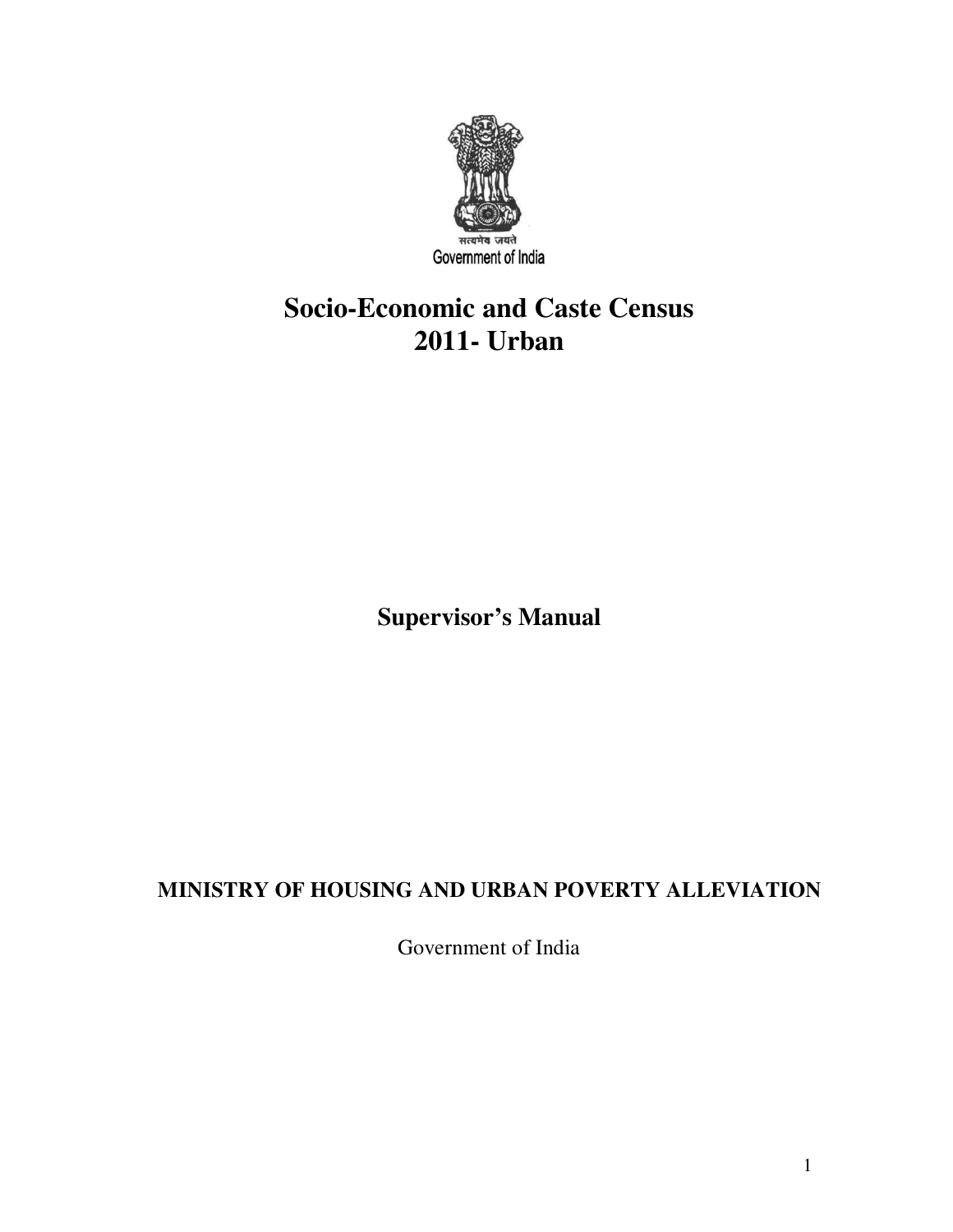सत्यमेव जयते

Government of India

# Socio-Economic and Caste Census 2011- Urban

## Supervisor's Manual

**MINISTRY OF HOUSING AND URBAN POVERTY ALLEVIATION**

Government of India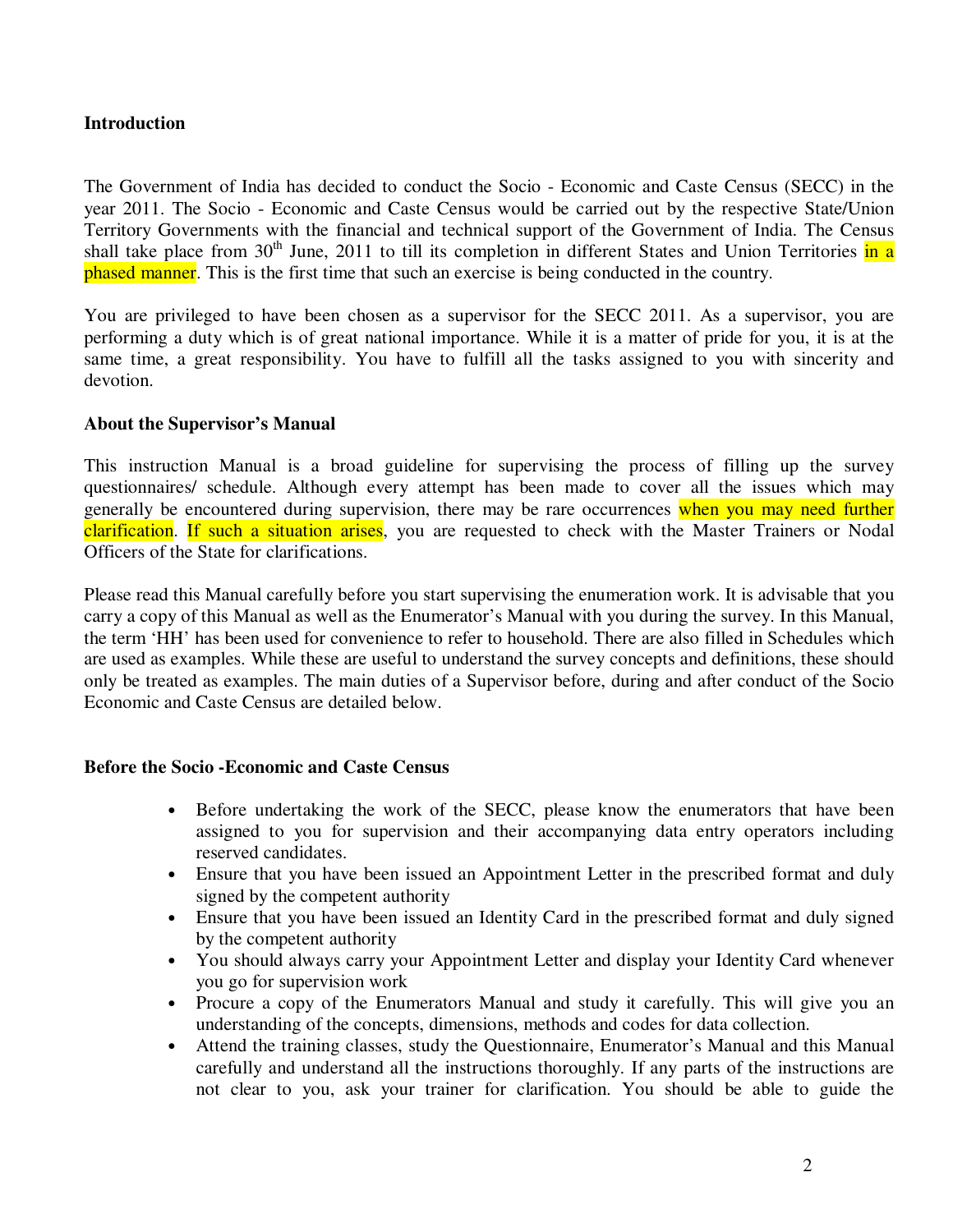## Introduction

The Government of India has decided to conduct the Socio - Economic and Caste Census (SECC) in the year 2011. The Socio - Economic and Caste Census would be carried out by the respective State/Union Territory Governments with the financial and technical support of the Government of India. The Census shall take place from 30th June, 2011 to till its completion in different States and Union Territories in a phased manner. This is the first time that such an exercise is being conducted in the country.

You are privileged to have been chosen as a supervisor for the SECC 2011. As a supervisor, you are performing a duty which is of great national importance. While it is a matter of pride for you, it is at the same time, a great responsibility. You have to fulfill all the tasks assigned to you with sincerity and devotion.

### About the Supervisor's Manual

This instruction Manual is a broad guideline for supervising the process of filling up the survey questionnaires/ schedule. Although every attempt has been made to cover all the issues which may generally be encountered during supervision, there may be rare occurrences when you may need further clarification. If such a situation arises, you are requested to check with the Master Trainers or Nodal Officers of the State for clarifications.

Please read this Manual carefully before you start supervising the enumeration work. It is advisable that you carry a copy of this Manual as well as the Enumerator's Manual with you during the survey. In this Manual, the term 'HH' has been used for convenience to refer to household. There are also filled in Schedules which are used as examples. While these are useful to understand the survey concepts and definitions, these should only be treated as examples. The main duties of a Supervisor before, during and after conduct of the Socio Economic and Caste Census are detailed below.

### Before the Socio -Economic and Caste Census

- Before undertaking the work of the SECC, please know the enumerators that have been assigned to you for supervision and their accompanying data entry operators including reserved candidates.
- Ensure that you have been issued an Appointment Letter in the prescribed format and duly signed by the competent authority
- Ensure that you have been issued an Identity Card in the prescribed format and duly signed by the competent authority
- You should always carry your Appointment Letter and display your Identity Card whenever you go for supervision work
- Procure a copy of the Enumerators Manual and study it carefully. This will give you an understanding of the concepts, dimensions, methods and codes for data collection.
- Attend the training classes, study the Questionnaire, Enumerator's Manual and this Manual carefully and understand all the instructions thoroughly. If any parts of the instructions are not clear to you, ask your trainer for clarification. You should be able to guide the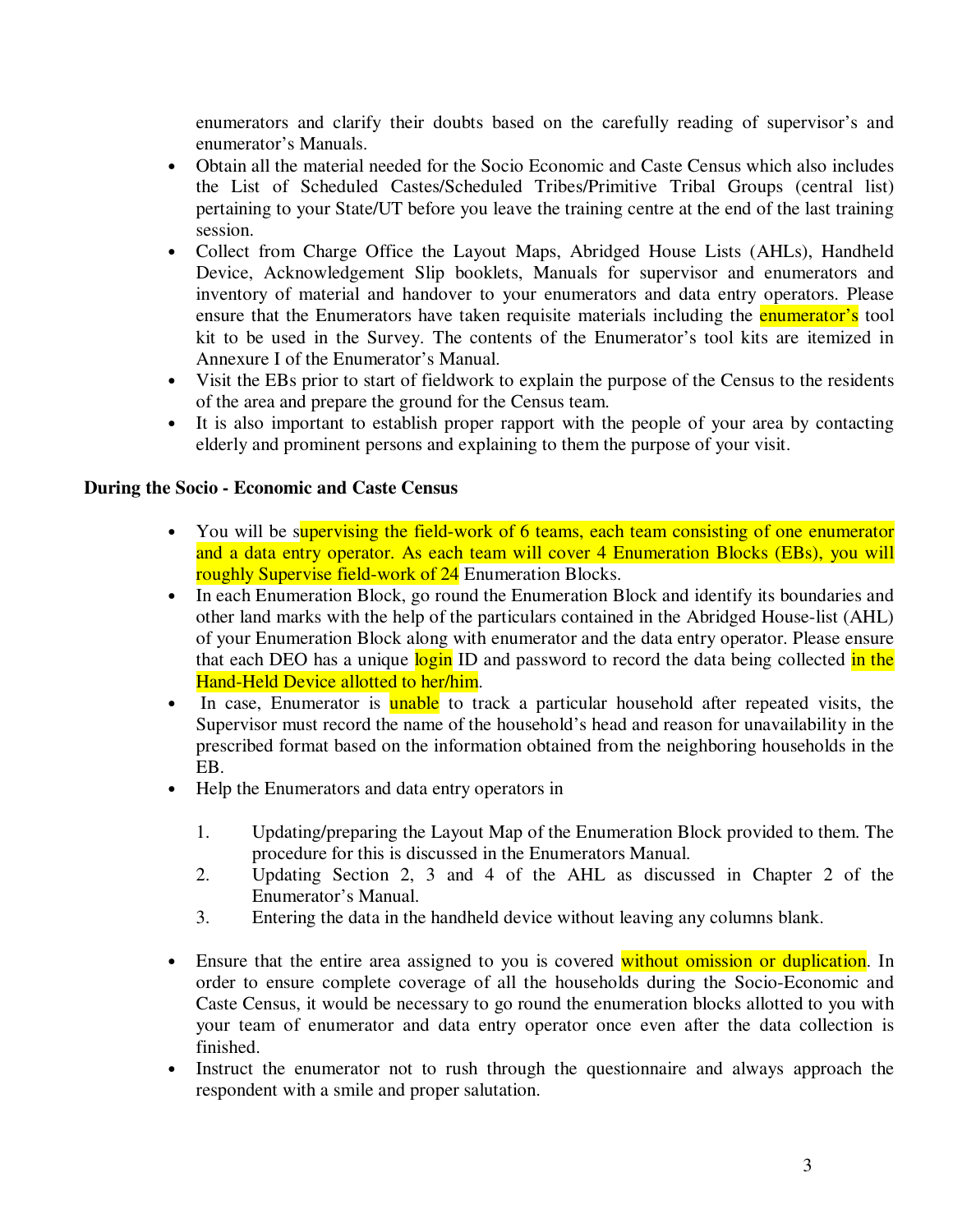enumerators and clarify their doubts based on the carefully reading of supervisor's and enumerator's Manuals.

- Obtain all the material needed for the Socio Economic and Caste Census which also includes the List of Scheduled Castes/Scheduled Tribes/Primitive Tribal Groups (central list) pertaining to your State/UT before you leave the training centre at the end of the last training session.
- Collect from Charge Office the Layout Maps, Abridged House Lists (AHLs), Handheld Device, Acknowledgement Slip booklets, Manuals for supervisor and enumerators and inventory of material and handover to your enumerators and data entry operators. Please ensure that the Enumerators have taken requisite materials including the enumerator's tool kit to be used in the Survey. The contents of the Enumerator's tool kits are itemized in Annexure I of the Enumerator's Manual.
- Visit the EBs prior to start of fieldwork to explain the purpose of the Census to the residents of the area and prepare the ground for the Census team.
- It is also important to establish proper rapport with the people of your area by contacting elderly and prominent persons and explaining to them the purpose of your visit.

**During the Socio - Economic and Caste Census**

- You will be supervising the field-work of 6 teams, each team consisting of one enumerator and a data entry operator. As each team will cover 4 Enumeration Blocks (EBs), you will roughly Supervise field-work of 24 Enumeration Blocks.
- In each Enumeration Block, go round the Enumeration Block and identify its boundaries and other land marks with the help of the particulars contained in the Abridged House-list (AHL) of your Enumeration Block along with enumerator and the data entry operator. Please ensure that each DEO has a unique login ID and password to record the data being collected in the Hand-Held Device allotted to her/him.
- In case, Enumerator is unable to track a particular household after repeated visits, the Supervisor must record the name of the household's head and reason for unavailability in the prescribed format based on the information obtained from the neighboring households in the EB.
- Help the Enumerators and data entry operators in

  1. Updating/preparing the Layout Map of the Enumeration Block provided to them. The procedure for this is discussed in the Enumerators Manual.
  2. Updating Section 2, 3 and 4 of the AHL as discussed in Chapter 2 of the Enumerator's Manual.
  3. Entering the data in the handheld device without leaving any columns blank.

- Ensure that the entire area assigned to you is covered without omission or duplication. In order to ensure complete coverage of all the households during the Socio-Economic and Caste Census, it would be necessary to go round the enumeration blocks allotted to you with your team of enumerator and data entry operator once even after the data collection is finished.
- Instruct the enumerator not to rush through the questionnaire and always approach the respondent with a smile and proper salutation.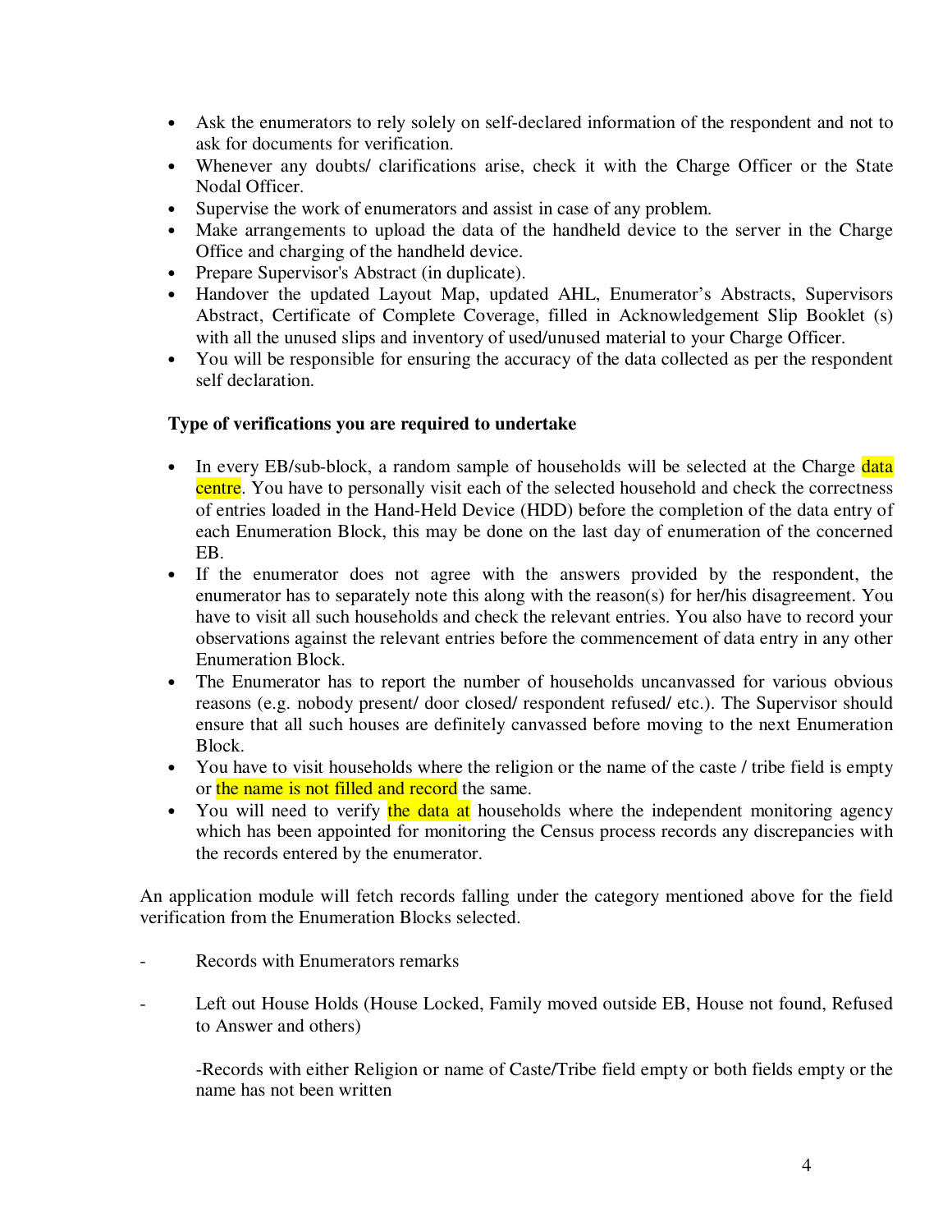- Ask the enumerators to rely solely on self-declared information of the respondent and not to ask for documents for verification.
- Whenever any doubts/ clarifications arise, check it with the Charge Officer or the State Nodal Officer.
- Supervise the work of enumerators and assist in case of any problem.
- Make arrangements to upload the data of the handheld device to the server in the Charge Office and charging of the handheld device.
- Prepare Supervisor's Abstract (in duplicate).
- Handover the updated Layout Map, updated AHL, Enumerator's Abstracts, Supervisors Abstract, Certificate of Complete Coverage, filled in Acknowledgement Slip Booklet (s) with all the unused slips and inventory of used/unused material to your Charge Officer.
- You will be responsible for ensuring the accuracy of the data collected as per the respondent self declaration.

**Type of verifications you are required to undertake**

- In every EB/sub-block, a random sample of households will be selected at the Charge data centre. You have to personally visit each of the selected household and check the correctness of entries loaded in the Hand-Held Device (HDD) before the completion of the data entry of each Enumeration Block, this may be done on the last day of enumeration of the concerned EB.
- If the enumerator does not agree with the answers provided by the respondent, the enumerator has to separately note this along with the reason(s) for her/his disagreement. You have to visit all such households and check the relevant entries. You also have to record your observations against the relevant entries before the commencement of data entry in any other Enumeration Block.
- The Enumerator has to report the number of households uncanvassed for various obvious reasons (e.g. nobody present/ door closed/ respondent refused/ etc.). The Supervisor should ensure that all such houses are definitely canvassed before moving to the next Enumeration Block.
- You have to visit households where the religion or the name of the caste / tribe field is empty or the name is not filled and record the same.
- You will need to verify the data at households where the independent monitoring agency which has been appointed for monitoring the Census process records any discrepancies with the records entered by the enumerator.

An application module will fetch records falling under the category mentioned above for the field verification from the Enumeration Blocks selected.

- Records with Enumerators remarks
- Left out House Holds (House Locked, Family moved outside EB, House not found, Refused to Answer and others)

  -Records with either Religion or name of Caste/Tribe field empty or both fields empty or the name has not been written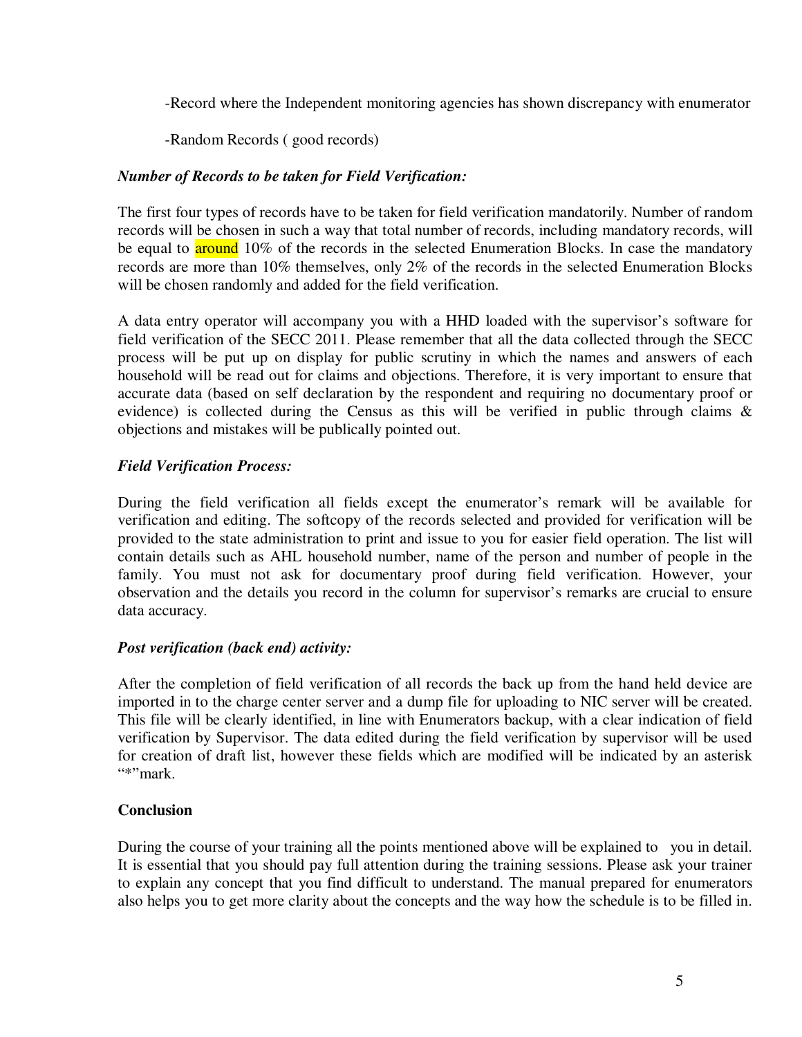-Record where the Independent monitoring agencies has shown discrepancy with enumerator

-Random Records ( good records)

***Number of Records to be taken for Field Verification:***

The first four types of records have to be taken for field verification mandatorily. Number of random records will be chosen in such a way that total number of records, including mandatory records, will be equal to around 10% of the records in the selected Enumeration Blocks. In case the mandatory records are more than 10% themselves, only 2% of the records in the selected Enumeration Blocks will be chosen randomly and added for the field verification.

A data entry operator will accompany you with a HHD loaded with the supervisor's software for field verification of the SECC 2011. Please remember that all the data collected through the SECC process will be put up on display for public scrutiny in which the names and answers of each household will be read out for claims and objections. Therefore, it is very important to ensure that accurate data (based on self declaration by the respondent and requiring no documentary proof or evidence) is collected during the Census as this will be verified in public through claims & objections and mistakes will be publically pointed out.

***Field Verification Process:***

During the field verification all fields except the enumerator's remark will be available for verification and editing. The softcopy of the records selected and provided for verification will be provided to the state administration to print and issue to you for easier field operation. The list will contain details such as AHL household number, name of the person and number of people in the family. You must not ask for documentary proof during field verification. However, your observation and the details you record in the column for supervisor's remarks are crucial to ensure data accuracy.

***Post verification (back end) activity:***

After the completion of field verification of all records the back up from the hand held device are imported in to the charge center server and a dump file for uploading to NIC server will be created. This file will be clearly identified, in line with Enumerators backup, with a clear indication of field verification by Supervisor. The data edited during the field verification by supervisor will be used for creation of draft list, however these fields which are modified will be indicated by an asterisk "*"mark.

**Conclusion**

During the course of your training all the points mentioned above will be explained to you in detail. It is essential that you should pay full attention during the training sessions. Please ask your trainer to explain any concept that you find difficult to understand. The manual prepared for enumerators also helps you to get more clarity about the concepts and the way how the schedule is to be filled in.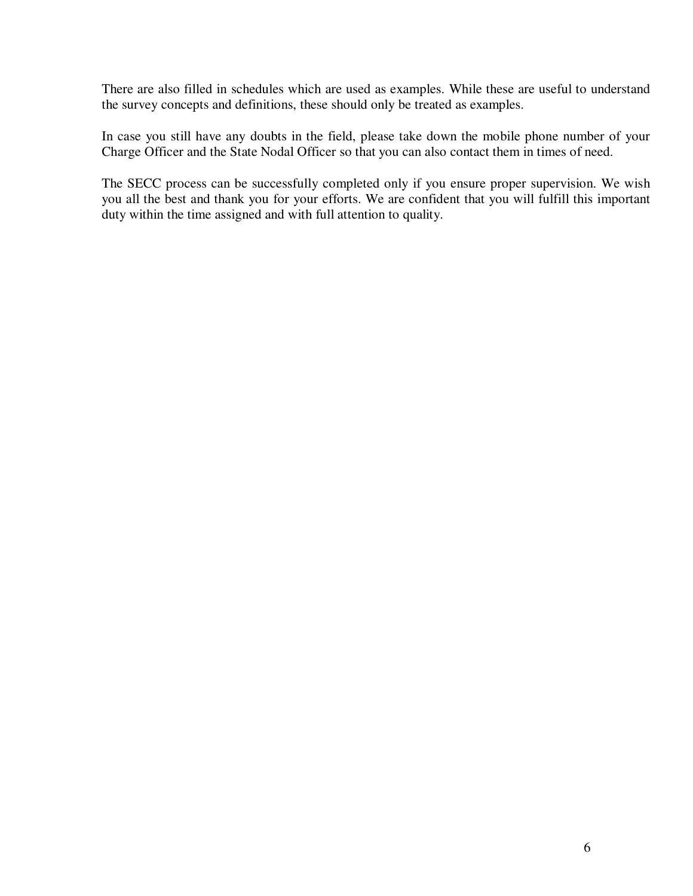There are also filled in schedules which are used as examples. While these are useful to understand the survey concepts and definitions, these should only be treated as examples.

In case you still have any doubts in the field, please take down the mobile phone number of your Charge Officer and the State Nodal Officer so that you can also contact them in times of need.

The SECC process can be successfully completed only if you ensure proper supervision. We wish you all the best and thank you for your efforts. We are confident that you will fulfill this important duty within the time assigned and with full attention to quality.